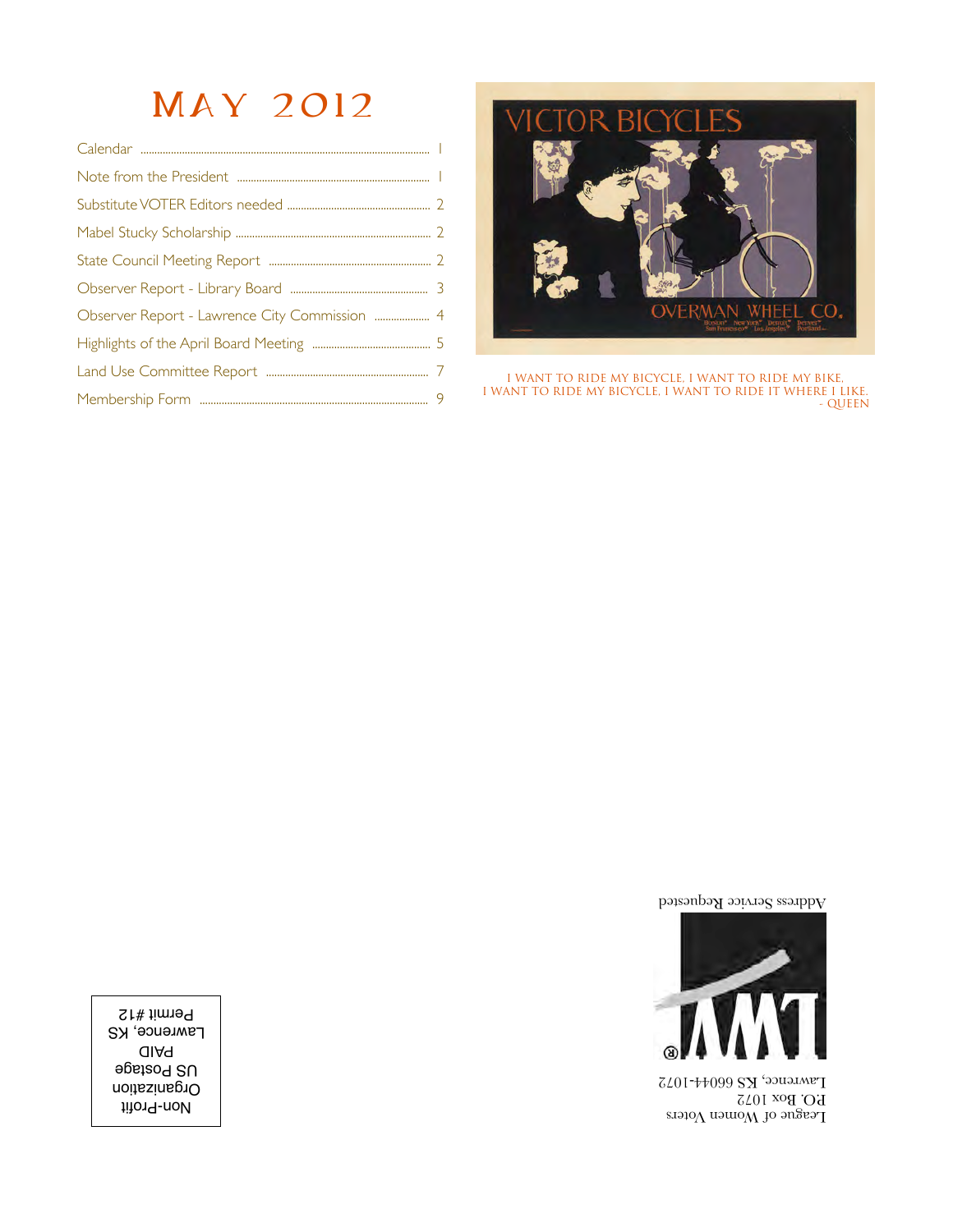# May 2012

- Calendar ........ 1
- Note from the President ........ 1
- Substitute VOTER Editors needed ........ 2
- Mabel Stucky Scholarship ........ 2
- State Council Meeting Report ........ 2
- Observer Report - Library Board ........ 3
- Observer Report - Lawrence City Commission ........ 4
- Highlights of the April Board Meeting ........ 5
- Land Use Committee Report ........ 7
- Membership Form ........ 9

I WANT TO RIDE MY BICYCLE, I WANT TO RIDE MY BIKE,
I WANT TO RIDE MY BICYCLE, I WANT TO RIDE IT WHERE I LIKE.
- QUEEN

Address Service Requested

League of Women Voters
P.O. Box 1072
Lawrence, KS 66044-1072

Non-Profit
Organization
US Postage
PAID
Lawrence, KS
Permit #12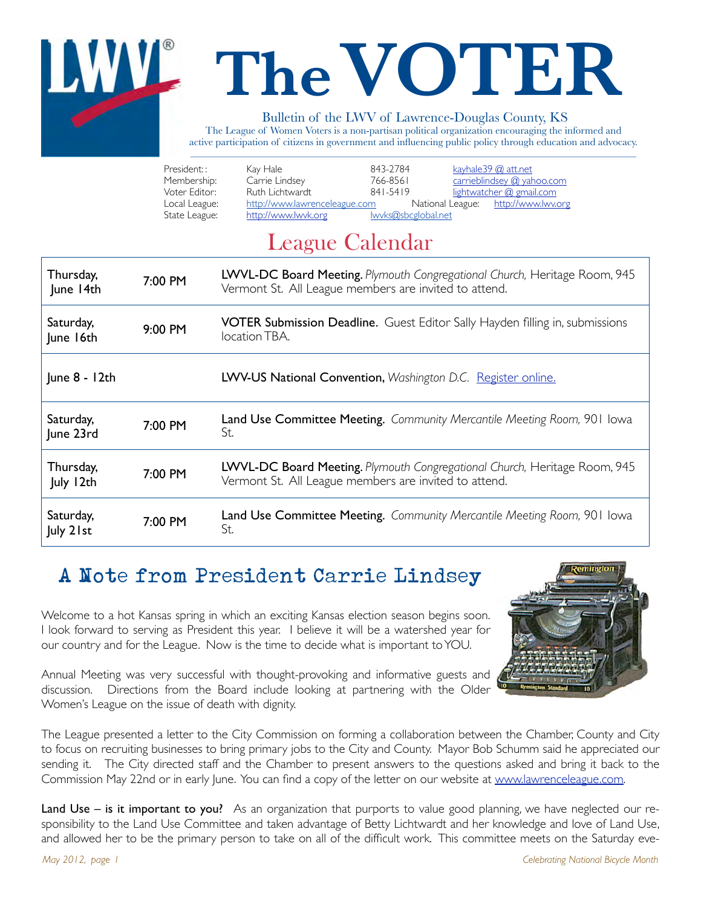# The VOTER

Bulletin of the LWV of Lawrence-Douglas County, KS

The League of Women Voters is a non-partisan political organization encouraging the informed and active participation of citizens in government and influencing public policy through education and advocacy.

| | | | |
|---|---|---|---|
| President: : | Kay Hale | 843-2784 | kayhale39 @ att.net |
| Membership: | Carrie Lindsey | 766-8561 | carrieblindsey @ yahoo.com |
| Voter Editor: | Ruth Lichtwardt | 841-5419 | lightwatcher @ gmail.com |
| Local League: | http://www.lawrenceleague.com | National League: | http://www.lwv.org |
| State League: | http://www.lwvk.org | lwvks@sbcglobal.net | |

## League Calendar

| | | |
|---|---|---|
| Thursday, June 14th | 7:00 PM | **LWVL-DC Board Meeting.** *Plymouth Congregational Church,* Heritage Room, 945 Vermont St. All League members are invited to attend. |
| Saturday, June 16th | 9:00 PM | **VOTER Submission Deadline.** Guest Editor Sally Hayden filling in, submissions location TBA. |
| June 8 - 12th | | **LWV-US National Convention,** *Washington D.C.* Register online. |
| Saturday, June 23rd | 7:00 PM | **Land Use Committee Meeting.** *Community Mercantile Meeting Room,* 901 Iowa St. |
| Thursday, July 12th | 7:00 PM | **LWVL-DC Board Meeting.** *Plymouth Congregational Church,* Heritage Room, 945 Vermont St. All League members are invited to attend. |
| Saturday, July 21st | 7:00 PM | **Land Use Committee Meeting.** *Community Mercantile Meeting Room,* 901 Iowa St. |

## A Note from President Carrie Lindsey

Welcome to a hot Kansas spring in which an exciting Kansas election season begins soon. I look forward to serving as President this year. I believe it will be a watershed year for our country and for the League. Now is the time to decide what is important to YOU.

Annual Meeting was very successful with thought-provoking and informative guests and discussion. Directions from the Board include looking at partnering with the Older Women's League on the issue of death with dignity.

The League presented a letter to the City Commission on forming a collaboration between the Chamber, County and City to focus on recruiting businesses to bring primary jobs to the City and County. Mayor Bob Schumm said he appreciated our sending it. The City directed staff and the Chamber to present answers to the questions asked and bring it back to the Commission May 22nd or in early June. You can find a copy of the letter on our website at www.lawrenceleague.com.

**Land Use – is it important to you?** As an organization that purports to value good planning, we have neglected our responsibility to the Land Use Committee and taken advantage of Betty Lichtwardt and her knowledge and love of Land Use, and allowed her to be the primary person to take on all of the difficult work. This committee meets on the Saturday eve-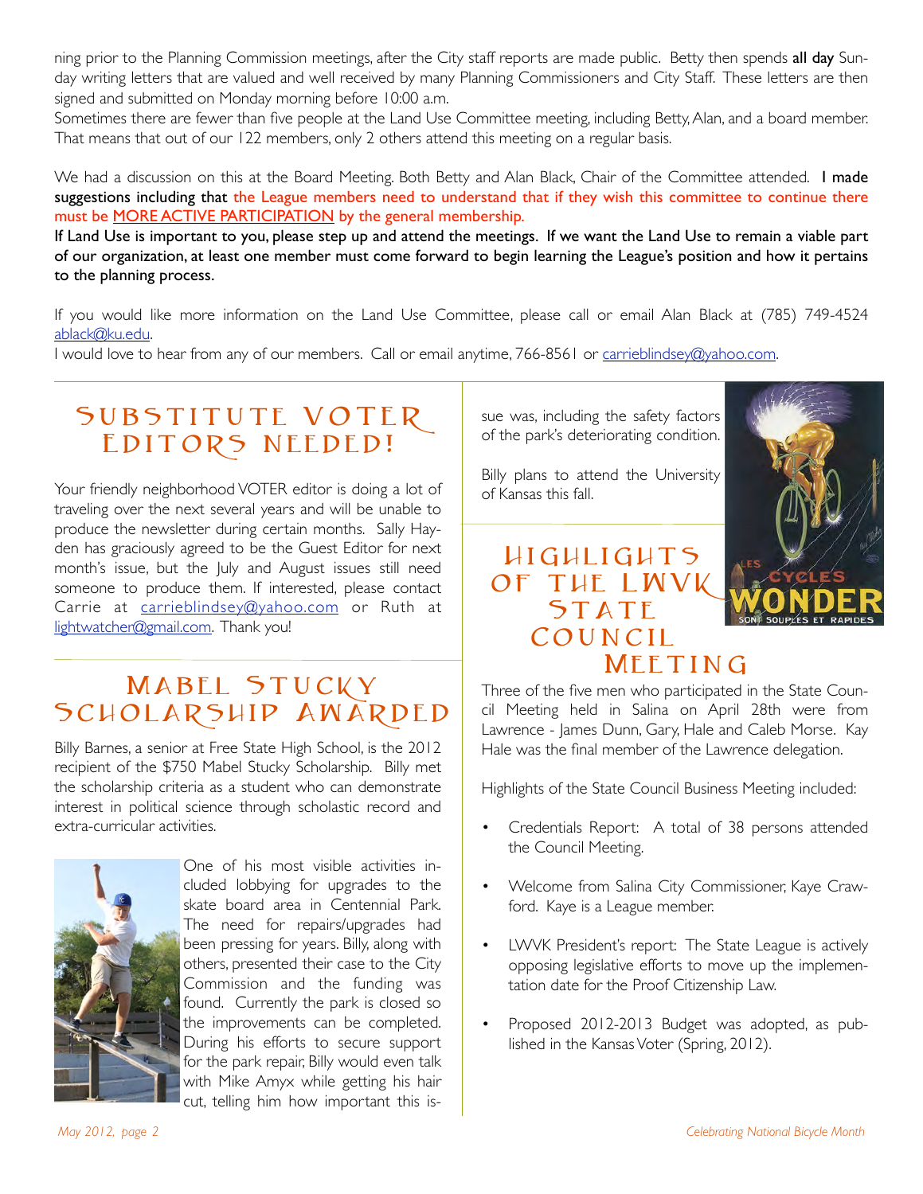ning prior to the Planning Commission meetings, after the City staff reports are made public. Betty then spends **all day** Sunday writing letters that are valued and well received by many Planning Commissioners and City Staff. These letters are then signed and submitted on Monday morning before 10:00 a.m.

Sometimes there are fewer than five people at the Land Use Committee meeting, including Betty, Alan, and a board member. That means that out of our 122 members, only 2 others attend this meeting on a regular basis.

We had a discussion on this at the Board Meeting. Both Betty and Alan Black, Chair of the Committee attended. **I made suggestions including that the League members need to understand that if they wish this committee to continue there must be MORE ACTIVE PARTICIPATION by the general membership.**

**If Land Use is important to you, please step up and attend the meetings. If we want the Land Use to remain a viable part of our organization, at least one member must come forward to begin learning the League's position and how it pertains to the planning process.**

If you would like more information on the Land Use Committee, please call or email Alan Black at (785) 749-4524 ablack@ku.edu.

I would love to hear from any of our members. Call or email anytime, 766-8561 or carrieblindsey@yahoo.com.

## Substitute Voter Editors Needed!

Your friendly neighborhood VOTER editor is doing a lot of traveling over the next several years and will be unable to produce the newsletter during certain months. Sally Hayden has graciously agreed to be the Guest Editor for next month's issue, but the July and August issues still need someone to produce them. If interested, please contact Carrie at carrieblindsey@yahoo.com or Ruth at lightwatcher@gmail.com. Thank you!

## Mabel Stucky Scholarship Awarded

Billy Barnes, a senior at Free State High School, is the 2012 recipient of the $750 Mabel Stucky Scholarship. Billy met the scholarship criteria as a student who can demonstrate interest in political science through scholastic record and extra-curricular activities.

One of his most visible activities included lobbying for upgrades to the skate board area in Centennial Park. The need for repairs/upgrades had been pressing for years. Billy, along with others, presented their case to the City Commission and the funding was found. Currently the park is closed so the improvements can be completed. During his efforts to secure support for the park repair, Billy would even talk with Mike Amyx while getting his hair cut, telling him how important this issue was, including the safety factors of the park's deteriorating condition.

Billy plans to attend the University of Kansas this fall.

## Highlights of the LWVK State Council Meeting

Three of the five men who participated in the State Council Meeting held in Salina on April 28th were from Lawrence - James Dunn, Gary, Hale and Caleb Morse. Kay Hale was the final member of the Lawrence delegation.

Highlights of the State Council Business Meeting included:

- Credentials Report: A total of 38 persons attended the Council Meeting.
- Welcome from Salina City Commissioner, Kaye Crawford. Kaye is a League member.
- LWVK President's report: The State League is actively opposing legislative efforts to move up the implementation date for the Proof Citizenship Law.
- Proposed 2012-2013 Budget was adopted, as published in the Kansas Voter (Spring, 2012).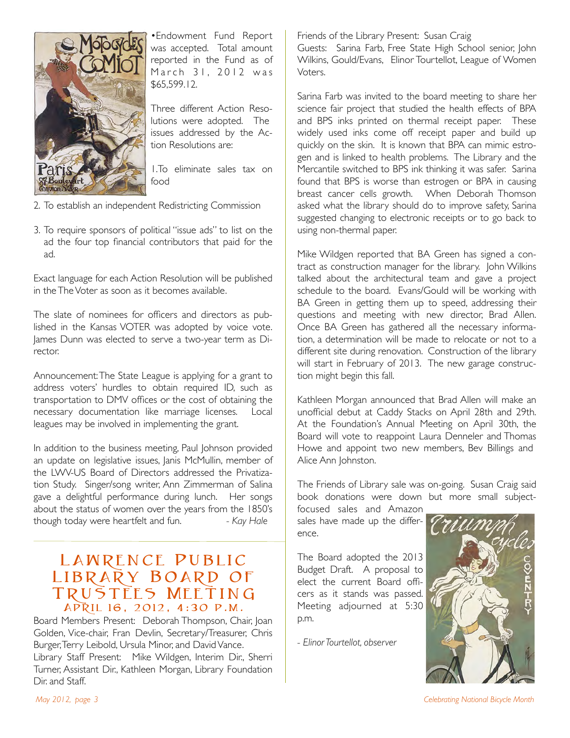•Endowment Fund Report was accepted. Total amount reported in the Fund as of March 31, 2012 was $65,599.12.

Three different Action Resolutions were adopted. The issues addressed by the Action Resolutions are:

1. To eliminate sales tax on food
2. To establish an independent Redistricting Commission
3. To require sponsors of political "issue ads" to list on the ad the four top financial contributors that paid for the ad.

Exact language for each Action Resolution will be published in the The Voter as soon as it becomes available.

The slate of nominees for officers and directors as published in the Kansas VOTER was adopted by voice vote. James Dunn was elected to serve a two-year term as Director.

Announcement: The State League is applying for a grant to address voters' hurdles to obtain required ID, such as transportation to DMV offices or the cost of obtaining the necessary documentation like marriage licenses. Local leagues may be involved in implementing the grant.

In addition to the business meeting, Paul Johnson provided an update on legislative issues, Janis McMullin, member of the LWV-US Board of Directors addressed the Privatization Study. Singer/song writer, Ann Zimmerman of Salina gave a delightful performance during lunch. Her songs about the status of women over the years from the 1850's though today were heartfelt and fun. *- Kay Hale*

## Lawrence Public Library Board of Trustees Meeting

### April 16, 2012, 4:30 p.m.

Board Members Present: Deborah Thompson, Chair, Joan Golden, Vice-chair, Fran Devlin, Secretary/Treasurer, Chris Burger, Terry Leibold, Ursula Minor, and David Vance.
Library Staff Present: Mike Wildgen, Interim Dir., Sherri Turner, Assistant Dir., Kathleen Morgan, Library Foundation Dir. and Staff.
Friends of the Library Present: Susan Craig
Guests: Sarina Farb, Free State High School senior, John Wilkins, Gould/Evans, Elinor Tourtellot, League of Women Voters.

Sarina Farb was invited to the board meeting to share her science fair project that studied the health effects of BPA and BPS inks printed on thermal receipt paper. These widely used inks come off receipt paper and build up quickly on the skin. It is known that BPA can mimic estrogen and is linked to health problems. The Library and the Mercantile switched to BPS ink thinking it was safer. Sarina found that BPS is worse than estrogen or BPA in causing breast cancer cells growth. When Deborah Thomson asked what the library should do to improve safety, Sarina suggested changing to electronic receipts or to go back to using non-thermal paper.

Mike Wildgen reported that BA Green has signed a contract as construction manager for the library. John Wilkins talked about the architectural team and gave a project schedule to the board. Evans/Gould will be working with BA Green in getting them up to speed, addressing their questions and meeting with new director, Brad Allen. Once BA Green has gathered all the necessary information, a determination will be made to relocate or not to a different site during renovation. Construction of the library will start in February of 2013. The new garage construction might begin this fall.

Kathleen Morgan announced that Brad Allen will make an unofficial debut at Caddy Stacks on April 28th and 29th. At the Foundation's Annual Meeting on April 30th, the Board will vote to reappoint Laura Denneler and Thomas Howe and appoint two new members, Bev Billings and Alice Ann Johnston.

The Friends of Library sale was on-going. Susan Craig said book donations were down but more small subject-focused sales and Amazon sales have made up the difference.

The Board adopted the 2013 Budget Draft. A proposal to elect the current Board officers as it stands was passed. Meeting adjourned at 5:30 p.m.

*- Elinor Tourtellot, observer*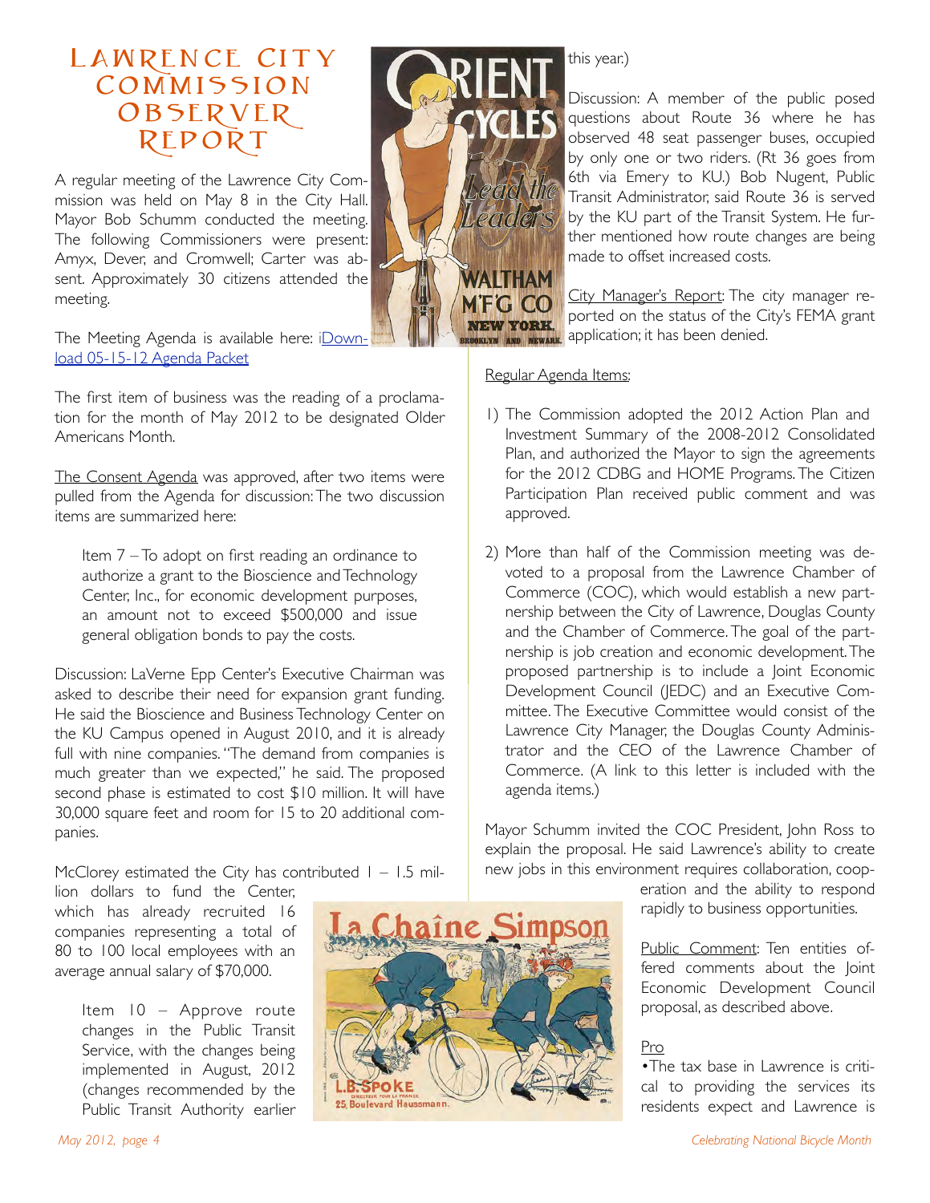# Lawrence City Commission Observer Report

A regular meeting of the Lawrence City Commission was held on May 8 in the City Hall. Mayor Bob Schumm conducted the meeting. The following Commissioners were present: Amyx, Dever, and Cromwell; Carter was absent. Approximately 30 citizens attended the meeting.

The Meeting Agenda is available here: iDownload 05-15-12 Agenda Packet

The first item of business was the reading of a proclamation for the month of May 2012 to be designated Older Americans Month.

The Consent Agenda was approved, after two items were pulled from the Agenda for discussion: The two discussion items are summarized here:

> Item 7 – To adopt on first reading an ordinance to authorize a grant to the Bioscience and Technology Center, Inc., for economic development purposes, an amount not to exceed $500,000 and issue general obligation bonds to pay the costs.

Discussion: LaVerne Epp Center's Executive Chairman was asked to describe their need for expansion grant funding. He said the Bioscience and Business Technology Center on the KU Campus opened in August 2010, and it is already full with nine companies. "The demand from companies is much greater than we expected," he said. The proposed second phase is estimated to cost $10 million. It will have 30,000 square feet and room for 15 to 20 additional companies.

McClorey estimated the City has contributed 1 – 1.5 million dollars to fund the Center, which has already recruited 16 companies representing a total of 80 to 100 local employees with an average annual salary of $70,000.

> Item 10 – Approve route changes in the Public Transit Service, with the changes being implemented in August, 2012 (changes recommended by the Public Transit Authority earlier this year.)

Discussion: A member of the public posed questions about Route 36 where he has observed 48 seat passenger buses, occupied by only one or two riders. (Rt 36 goes from 6th via Emery to KU.) Bob Nugent, Public Transit Administrator, said Route 36 is served by the KU part of the Transit System. He further mentioned how route changes are being made to offset increased costs.

City Manager's Report: The city manager reported on the status of the City's FEMA grant application; it has been denied.

Regular Agenda Items:

1) The Commission adopted the 2012 Action Plan and Investment Summary of the 2008-2012 Consolidated Plan, and authorized the Mayor to sign the agreements for the 2012 CDBG and HOME Programs. The Citizen Participation Plan received public comment and was approved.

2) More than half of the Commission meeting was devoted to a proposal from the Lawrence Chamber of Commerce (COC), which would establish a new partnership between the City of Lawrence, Douglas County and the Chamber of Commerce. The goal of the partnership is job creation and economic development. The proposed partnership is to include a Joint Economic Development Council (JEDC) and an Executive Committee. The Executive Committee would consist of the Lawrence City Manager, the Douglas County Administrator and the CEO of the Lawrence Chamber of Commerce. (A link to this letter is included with the agenda items.)

Mayor Schumm invited the COC President, John Ross to explain the proposal. He said Lawrence's ability to create new jobs in this environment requires collaboration, cooperation and the ability to respond rapidly to business opportunities.

Public Comment: Ten entities offered comments about the Joint Economic Development Council proposal, as described above.

Pro

• The tax base in Lawrence is critical to providing the services its residents expect and Lawrence is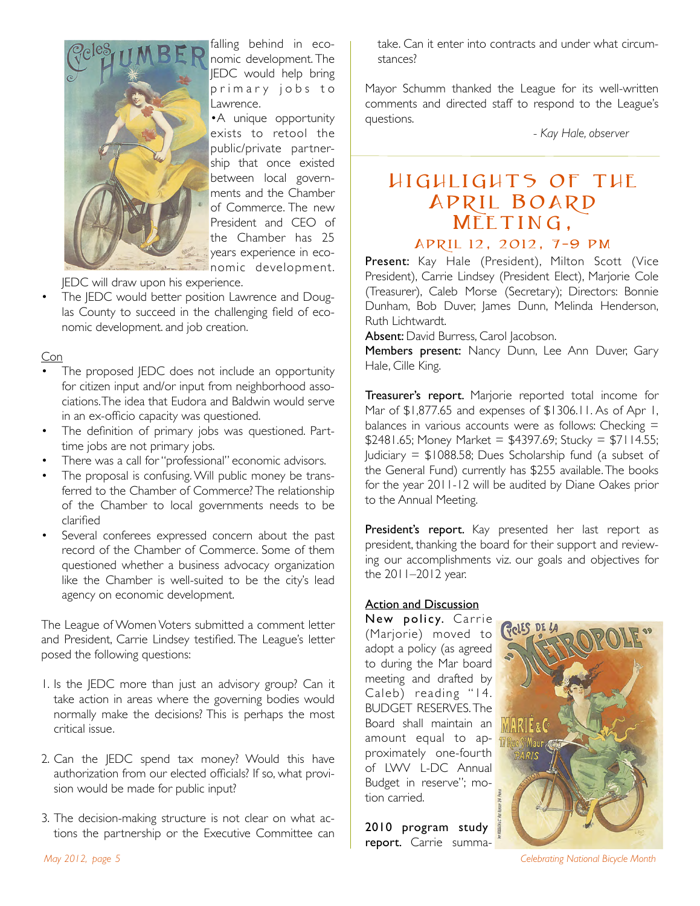falling behind in economic development. The JEDC would help bring primary jobs to Lawrence.

- A unique opportunity exists to retool the public/private partnership that once existed between local governments and the Chamber of Commerce. The new President and CEO of the Chamber has 25 years experience in economic development. JEDC will draw upon his experience.
- The JEDC would better position Lawrence and Douglas County to succeed in the challenging field of economic development. and job creation.

Con

- The proposed JEDC does not include an opportunity for citizen input and/or input from neighborhood associations. The idea that Eudora and Baldwin would serve in an ex-officio capacity was questioned.
- The definition of primary jobs was questioned. Part-time jobs are not primary jobs.
- There was a call for "professional" economic advisors.
- The proposal is confusing. Will public money be transferred to the Chamber of Commerce? The relationship of the Chamber to local governments needs to be clarified
- Several conferees expressed concern about the past record of the Chamber of Commerce. Some of them questioned whether a business advocacy organization like the Chamber is well-suited to be the city's lead agency on economic development.

The League of Women Voters submitted a comment letter and President, Carrie Lindsey testified. The League's letter posed the following questions:

1. Is the JEDC more than just an advisory group? Can it take action in areas where the governing bodies would normally make the decisions? This is perhaps the most critical issue.

2. Can the JEDC spend tax money? Would this have authorization from our elected officials? If so, what provision would be made for public input?

3. The decision-making structure is not clear on what actions the partnership or the Executive Committee can take. Can it enter into contracts and under what circumstances?

Mayor Schumm thanked the League for its well-written comments and directed staff to respond to the League's questions.

*- Kay Hale, observer*

## Highlights of the April Board Meeting,

### April 12, 2012, 7-9 PM

**Present:** Kay Hale (President), Milton Scott (Vice President), Carrie Lindsey (President Elect), Marjorie Cole (Treasurer), Caleb Morse (Secretary); Directors: Bonnie Dunham, Bob Duver, James Dunn, Melinda Henderson, Ruth Lichtwardt.

**Absent:** David Burress, Carol Jacobson.

**Members present:** Nancy Dunn, Lee Ann Duver, Gary Hale, Cille King.

**Treasurer's report.** Marjorie reported total income for Mar of $1,877.65 and expenses of $1306.11. As of Apr 1, balances in various accounts were as follows: Checking = $2481.65; Money Market = $4397.69; Stucky = $7114.55; Judiciary = $1088.58; Dues Scholarship fund (a subset of the General Fund) currently has $255 available. The books for the year 2011-12 will be audited by Diane Oakes prior to the Annual Meeting.

**President's report.** Kay presented her last report as president, thanking the board for their support and reviewing our accomplishments viz. our goals and objectives for the 2011–2012 year.

**Action and Discussion**

**New policy.** Carrie (Marjorie) moved to adopt a policy (as agreed to during the Mar board meeting and drafted by Caleb) reading "14. BUDGET RESERVES. The Board shall maintain an amount equal to approximately one-fourth of LWV L-DC Annual Budget in reserve"; motion carried.

**2010 program study report.** Carrie summa-

*Celebrating National Bicycle Month*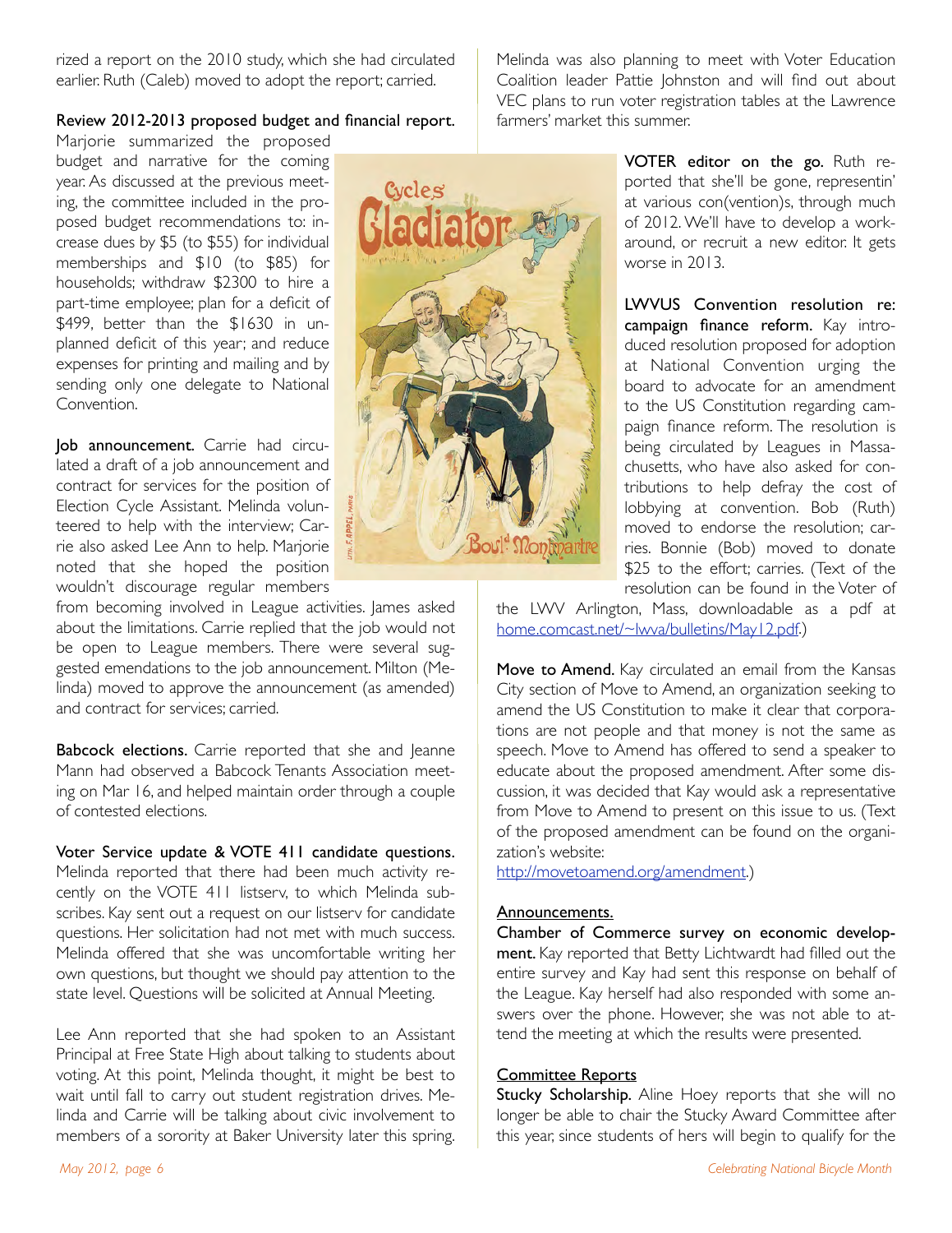rized a report on the 2010 study, which she had circulated earlier. Ruth (Caleb) moved to adopt the report; carried.

**Review 2012-2013 proposed budget and financial report.** Marjorie summarized the proposed budget and narrative for the coming year. As discussed at the previous meeting, the committee included in the proposed budget recommendations to: increase dues by $5 (to $55) for individual memberships and $10 (to $85) for households; withdraw $2300 to hire a part-time employee; plan for a deficit of $499, better than the $1630 in unplanned deficit of this year; and reduce expenses for printing and mailing and by sending only one delegate to National Convention.

**Job announcement.** Carrie had circulated a draft of a job announcement and contract for services for the position of Election Cycle Assistant. Melinda volunteered to help with the interview; Carrie also asked Lee Ann to help. Marjorie noted that she hoped the position wouldn't discourage regular members from becoming involved in League activities. James asked about the limitations. Carrie replied that the job would not be open to League members. There were several suggested emendations to the job announcement. Milton (Melinda) moved to approve the announcement (as amended) and contract for services; carried.

**Babcock elections.** Carrie reported that she and Jeanne Mann had observed a Babcock Tenants Association meeting on Mar 16, and helped maintain order through a couple of contested elections.

**Voter Service update & VOTE 411 candidate questions.** Melinda reported that there had been much activity recently on the VOTE 411 listserv, to which Melinda subscribes. Kay sent out a request on our listserv for candidate questions. Her solicitation had not met with much success. Melinda offered that she was uncomfortable writing her own questions, but thought we should pay attention to the state level. Questions will be solicited at Annual Meeting.

Lee Ann reported that she had spoken to an Assistant Principal at Free State High about talking to students about voting. At this point, Melinda thought, it might be best to wait until fall to carry out student registration drives. Melinda and Carrie will be talking about civic involvement to members of a sorority at Baker University later this spring.

Melinda was also planning to meet with Voter Education Coalition leader Pattie Johnston and will find out about VEC plans to run voter registration tables at the Lawrence farmers' market this summer.

**VOTER editor on the go.** Ruth reported that she'll be gone, representin' at various con(vention)s, through much of 2012. We'll have to develop a workaround, or recruit a new editor. It gets worse in 2013.

**LWVUS Convention resolution re: campaign finance reform.** Kay introduced resolution proposed for adoption at National Convention urging the board to advocate for an amendment to the US Constitution regarding campaign finance reform. The resolution is being circulated by Leagues in Massachusetts, who have also asked for contributions to help defray the cost of lobbying at convention. Bob (Ruth) moved to endorse the resolution; carries. Bonnie (Bob) moved to donate $25 to the effort; carries. (Text of the resolution can be found in the Voter of the LWV Arlington, Mass, downloadable as a pdf at home.comcast.net/~lwva/bulletins/May12.pdf.)

**Move to Amend.** Kay circulated an email from the Kansas City section of Move to Amend, an organization seeking to amend the US Constitution to make it clear that corporations are not people and that money is not the same as speech. Move to Amend has offered to send a speaker to educate about the proposed amendment. After some discussion, it was decided that Kay would ask a representative from Move to Amend to present on this issue to us. (Text of the proposed amendment can be found on the organization's website:
http://movetoamend.org/amendment.)

Announcements.

**Chamber of Commerce survey on economic development.** Kay reported that Betty Lichtwardt had filled out the entire survey and Kay had sent this response on behalf of the League. Kay herself had also responded with some answers over the phone. However, she was not able to attend the meeting at which the results were presented.

Committee Reports

**Stucky Scholarship.** Aline Hoey reports that she will no longer be able to chair the Stucky Award Committee after this year, since students of hers will begin to qualify for the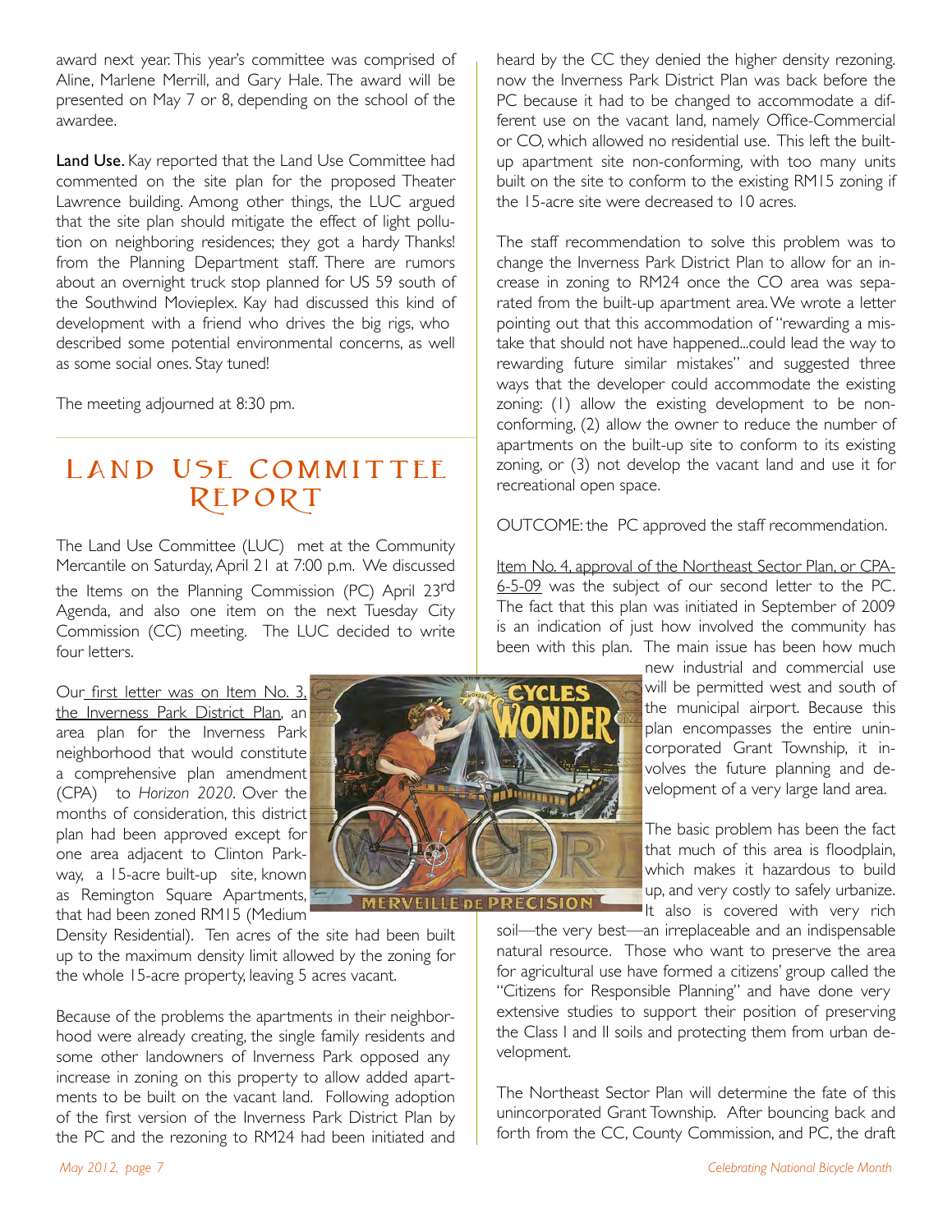award next year. This year's committee was comprised of Aline, Marlene Merrill, and Gary Hale. The award will be presented on May 7 or 8, depending on the school of the awardee.

**Land Use.** Kay reported that the Land Use Committee had commented on the site plan for the proposed Theater Lawrence building. Among other things, the LUC argued that the site plan should mitigate the effect of light pollution on neighboring residences; they got a hardy Thanks! from the Planning Department staff. There are rumors about an overnight truck stop planned for US 59 south of the Southwind Movieplex. Kay had discussed this kind of development with a friend who drives the big rigs, who described some potential environmental concerns, as well as some social ones. Stay tuned!

The meeting adjourned at 8:30 pm.

# Land Use Committee Report

The Land Use Committee (LUC) met at the Community Mercantile on Saturday, April 21 at 7:00 p.m. We discussed the Items on the Planning Commission (PC) April 23rd Agenda, and also one item on the next Tuesday City Commission (CC) meeting. The LUC decided to write four letters.

Our first letter was on Item No. 3, the Inverness Park District Plan, an area plan for the Inverness Park neighborhood that would constitute a comprehensive plan amendment (CPA) to *Horizon 2020*. Over the months of consideration, this district plan had been approved except for one area adjacent to Clinton Parkway, a 15-acre built-up site, known as Remington Square Apartments, that had been zoned RM15 (Medium Density Residential). Ten acres of the site had been built up to the maximum density limit allowed by the zoning for the whole 15-acre property, leaving 5 acres vacant.

Because of the problems the apartments in their neighborhood were already creating, the single family residents and some other landowners of Inverness Park opposed any increase in zoning on this property to allow added apartments to be built on the vacant land. Following adoption of the first version of the Inverness Park District Plan by the PC and the rezoning to RM24 had been initiated and heard by the CC they denied the higher density rezoning. now the Inverness Park District Plan was back before the PC because it had to be changed to accommodate a different use on the vacant land, namely Office-Commercial or CO, which allowed no residential use. This left the built-up apartment site non-conforming, with too many units built on the site to conform to the existing RM15 zoning if the 15-acre site were decreased to 10 acres.

The staff recommendation to solve this problem was to change the Inverness Park District Plan to allow for an increase in zoning to RM24 once the CO area was separated from the built-up apartment area. We wrote a letter pointing out that this accommodation of "rewarding a mistake that should not have happened...could lead the way to rewarding future similar mistakes" and suggested three ways that the developer could accommodate the existing zoning: (1) allow the existing development to be non-conforming, (2) allow the owner to reduce the number of apartments on the built-up site to conform to its existing zoning, or (3) not develop the vacant land and use it for recreational open space.

OUTCOME: the PC approved the staff recommendation.

Item No. 4, approval of the Northeast Sector Plan, or CPA-6-5-09 was the subject of our second letter to the PC. The fact that this plan was initiated in September of 2009 is an indication of just how involved the community has been with this plan. The main issue has been how much new industrial and commercial use will be permitted west and south of the municipal airport. Because this plan encompasses the entire unincorporated Grant Township, it involves the future planning and development of a very large land area.

The basic problem has been the fact that much of this area is floodplain, which makes it hazardous to build up, and very costly to safely urbanize. It also is covered with very rich soil—the very best—an irreplaceable and an indispensable natural resource. Those who want to preserve the area for agricultural use have formed a citizens' group called the "Citizens for Responsible Planning" and have done very extensive studies to support their position of preserving the Class I and II soils and protecting them from urban development.

The Northeast Sector Plan will determine the fate of this unincorporated Grant Township. After bouncing back and forth from the CC, County Commission, and PC, the draft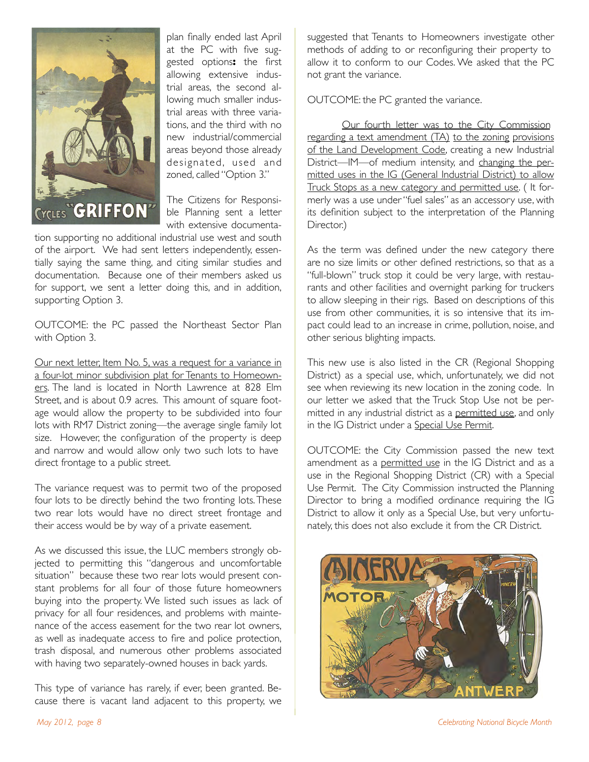plan finally ended last April at the PC with five suggested options**:** the first allowing extensive industrial areas, the second allowing much smaller industrial areas with three variations, and the third with no new industrial/commercial areas beyond those already designated, used and zoned, called "Option 3."

The Citizens for Responsible Planning sent a letter with extensive documentation supporting no additional industrial use west and south of the airport. We had sent letters independently, essentially saying the same thing, and citing similar studies and documentation. Because one of their members asked us for support, we sent a letter doing this, and in addition, supporting Option 3.

OUTCOME: the PC passed the Northeast Sector Plan with Option 3.

Our next letter, Item No. 5, was a request for a variance in a four-lot minor subdivision plat for Tenants to Homeowners. The land is located in North Lawrence at 828 Elm Street, and is about 0.9 acres. This amount of square footage would allow the property to be subdivided into four lots with RM7 District zoning—the average single family lot size. However, the configuration of the property is deep and narrow and would allow only two such lots to have direct frontage to a public street.

The variance request was to permit two of the proposed four lots to be directly behind the two fronting lots. These two rear lots would have no direct street frontage and their access would be by way of a private easement.

As we discussed this issue, the LUC members strongly objected to permitting this "dangerous and uncomfortable situation" because these two rear lots would present constant problems for all four of those future homeowners buying into the property. We listed such issues as lack of privacy for all four residences, and problems with maintenance of the access easement for the two rear lot owners, as well as inadequate access to fire and police protection, trash disposal, and numerous other problems associated with having two separately-owned houses in back yards.

This type of variance has rarely, if ever, been granted. Because there is vacant land adjacent to this property, we suggested that Tenants to Homeowners investigate other methods of adding to or reconfiguring their property to allow it to conform to our Codes. We asked that the PC not grant the variance.

OUTCOME: the PC granted the variance.

Our fourth letter was to the City Commission regarding a text amendment (TA) to the zoning provisions of the Land Development Code, creating a new Industrial District—IM—of medium intensity, and changing the permitted uses in the IG (General Industrial District) to allow Truck Stops as a new category and permitted use. ( It formerly was a use under "fuel sales" as an accessory use, with its definition subject to the interpretation of the Planning Director.)

As the term was defined under the new category there are no size limits or other defined restrictions, so that as a "full-blown" truck stop it could be very large, with restaurants and other facilities and overnight parking for truckers to allow sleeping in their rigs. Based on descriptions of this use from other communities, it is so intensive that its impact could lead to an increase in crime, pollution, noise, and other serious blighting impacts.

This new use is also listed in the CR (Regional Shopping District) as a special use, which, unfortunately, we did not see when reviewing its new location in the zoning code. In our letter we asked that the Truck Stop Use not be permitted in any industrial district as a permitted use, and only in the IG District under a Special Use Permit.

OUTCOME: the City Commission passed the new text amendment as a permitted use in the IG District and as a use in the Regional Shopping District (CR) with a Special Use Permit. The City Commission instructed the Planning Director to bring a modified ordinance requiring the IG District to allow it only as a Special Use, but very unfortunately, this does not also exclude it from the CR District.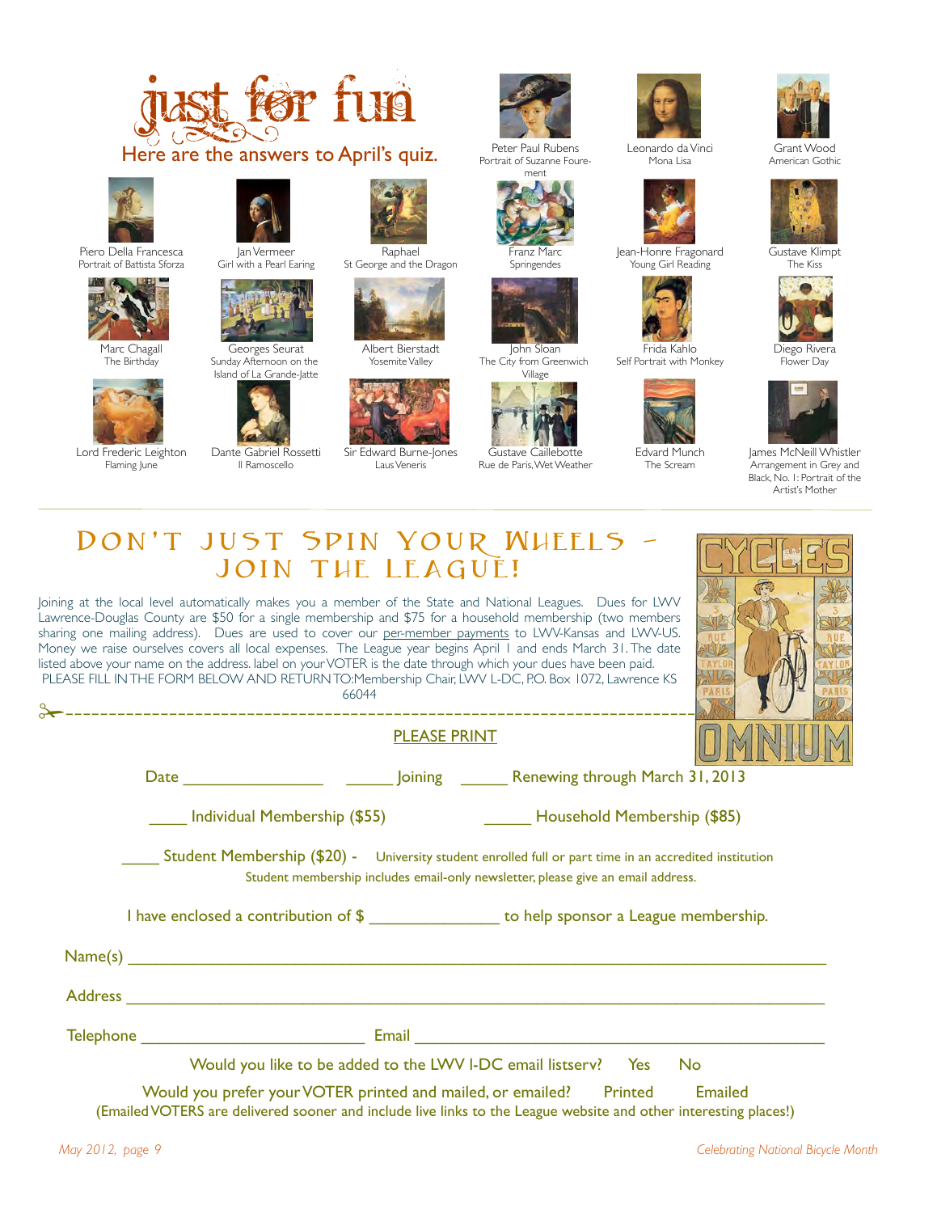# just for fun

## Here are the answers to April's quiz.

Peter Paul Rubens
Portrait of Suzanne Fourement

Leonardo da Vinci
Mona Lisa

Grant Wood
American Gothic

Piero Della Francesca
Portrait of Battista Sforza

Jan Vermeer
Girl with a Pearl Earing

Raphael
St George and the Dragon

Franz Marc
Springendes

Jean-Honre Fragonard
Young Girl Reading

Gustave Klimpt
The Kiss

Marc Chagall
The Birthday

Georges Seurat
Sunday Afternoon on the Island of La Grande-Jatte

Albert Bierstadt
Yosemite Valley

John Sloan
The City from Greenwich Village

Frida Kahlo
Self Portrait with Monkey

Diego Rivera
Flower Day

Lord Frederic Leighton
Flaming June

Dante Gabriel Rossetti
Il Ramoscello

Sir Edward Burne-Jones
Laus Veneris

Gustave Caillebotte
Rue de Paris, Wet Weather

Edvard Munch
The Scream

James McNeill Whistler
Arrangement in Grey and Black, No. 1: Portrait of the Artist's Mother

# Don't Just Spin Your Wheels – Join the League!

Joining at the local level automatically makes you a member of the State and National Leagues. Dues for LWV Lawrence-Douglas County are $50 for a single membership and $75 for a household membership (two members sharing one mailing address). Dues are used to cover our per-member payments to LWV-Kansas and LWV-US. Money we raise ourselves covers all local expenses. The League year begins April 1 and ends March 31. The date listed above your name on the address. label on your VOTER is the date through which your dues have been paid.
PLEASE FILL IN THE FORM BELOW AND RETURN TO: Membership Chair, LWV L-DC, P.O. Box 1072, Lawrence KS 66044

CYCLES OMNIUM

PLEASE PRINT

Date _______________ ______ Joining ______ Renewing through March 31, 2013

_____ Individual Membership ($55) ______ Household Membership ($85)

_____ Student Membership ($20) - University student enrolled full or part time in an accredited institution
Student membership includes email-only newsletter, please give an email address.

I have enclosed a contribution of $ ______________ to help sponsor a League membership.

Name(s) ______________________________________________

Address ______________________________________________

Telephone ________________________ Email ______________________________

Would you like to be added to the LWV l-DC email listserv? Yes No

Would you prefer your VOTER printed and mailed, or emailed? Printed Emailed
(Emailed VOTERS are delivered sooner and include live links to the League website and other interesting places!)

*Celebrating National Bicycle Month*